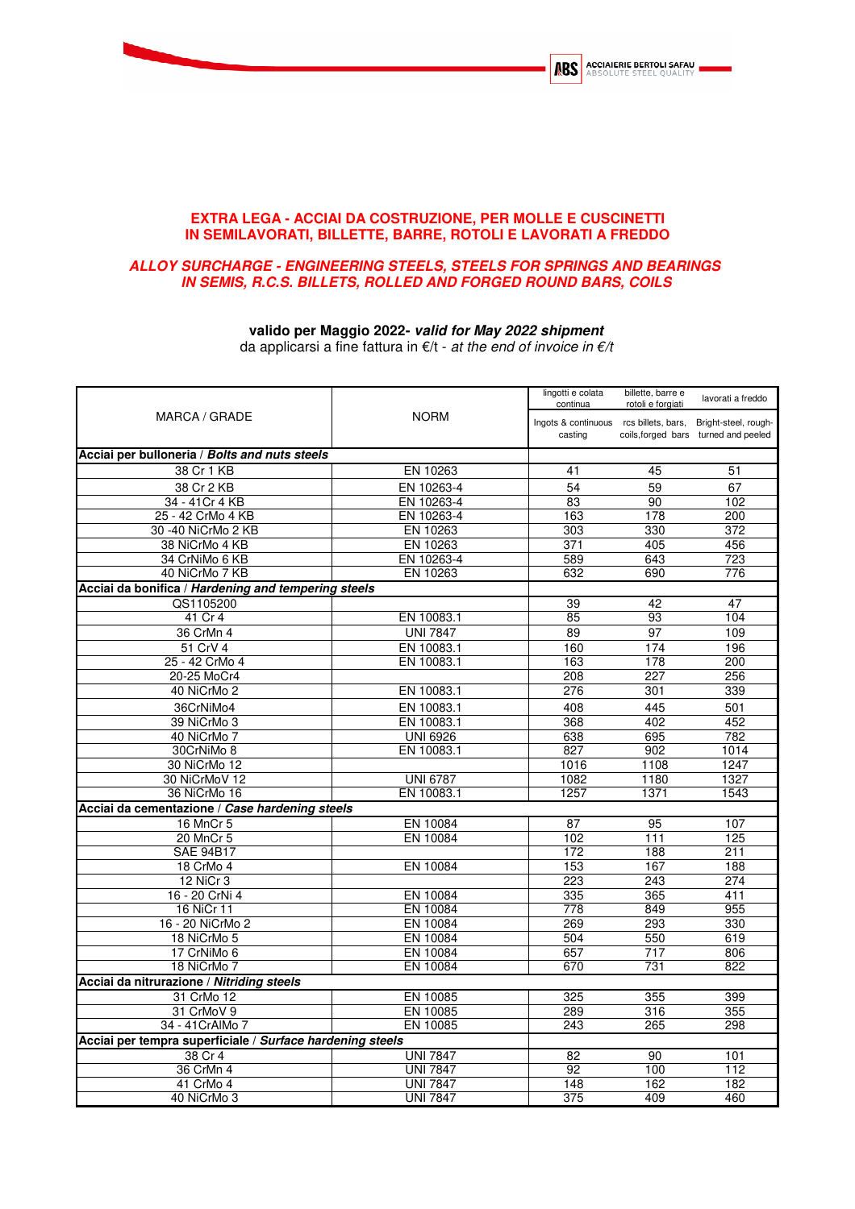# EXTRA LEGA - ACCIAI DA COSTRUZIONE, PER MOLLE E CUSCINETTI IN SEMILAVORATI, BILLETTE, BARRE, ROTOLI E LAVORATI A FREDDO

## *ALLOY SURCHARGE - ENGINEERING STEELS, STEELS FOR SPRINGS AND BEARINGS IN SEMIS, R.C.S. BILLETS, ROLLED AND FORGED ROUND BARS, COILS*

**valido per Maggio 2022-** ***valid for May 2022 shipment***

da applicarsi a fine fattura in €/t - *at the end of invoice in €/t*

| MARCA / GRADE | NORM | lingotti e colata continua / Ingots & continuous casting | billette, barre e rotoli e forgiati / rcs billets, bars, coils,forged bars | lavorati a freddo / Bright-steel, rough-turned and peeled |
|---|---|---|---|---|
| **Acciai per bulloneria / *Bolts and nuts steels*** | | | | |
| 38 Cr 1 KB | EN 10263 | 41 | 45 | 51 |
| 38 Cr 2 KB | EN 10263-4 | 54 | 59 | 67 |
| 34 - 41Cr 4 KB | EN 10263-4 | 83 | 90 | 102 |
| 25 - 42 CrMo 4 KB | EN 10263-4 | 163 | 178 | 200 |
| 30 -40 NiCrMo 2 KB | EN 10263 | 303 | 330 | 372 |
| 38 NiCrMo 4 KB | EN 10263 | 371 | 405 | 456 |
| 34 CrNiMo 6 KB | EN 10263-4 | 589 | 643 | 723 |
| 40 NiCrMo 7 KB | EN 10263 | 632 | 690 | 776 |
| **Acciai da bonifica / *Hardening and tempering steels*** | | | | |
| QS1105200 | | 39 | 42 | 47 |
| 41 Cr 4 | EN 10083.1 | 85 | 93 | 104 |
| 36 CrMn 4 | UNI 7847 | 89 | 97 | 109 |
| 51 CrV 4 | EN 10083.1 | 160 | 174 | 196 |
| 25 - 42 CrMo 4 | EN 10083.1 | 163 | 178 | 200 |
| 20-25 MoCr4 | | 208 | 227 | 256 |
| 40 NiCrMo 2 | EN 10083.1 | 276 | 301 | 339 |
| 36CrNiMo4 | EN 10083.1 | 408 | 445 | 501 |
| 39 NiCrMo 3 | EN 10083.1 | 368 | 402 | 452 |
| 40 NiCrMo 7 | UNI 6926 | 638 | 695 | 782 |
| 30CrNiMo 8 | EN 10083.1 | 827 | 902 | 1014 |
| 30 NiCrMo 12 | | 1016 | 1108 | 1247 |
| 30 NiCrMoV 12 | UNI 6787 | 1082 | 1180 | 1327 |
| 36 NiCrMo 16 | EN 10083.1 | 1257 | 1371 | 1543 |
| **Acciai da cementazione / *Case hardening steels*** | | | | |
| 16 MnCr 5 | EN 10084 | 87 | 95 | 107 |
| 20 MnCr 5 | EN 10084 | 102 | 111 | 125 |
| SAE 94B17 | | 172 | 188 | 211 |
| 18 CrMo 4 | EN 10084 | 153 | 167 | 188 |
| 12 NiCr 3 | | 223 | 243 | 274 |
| 16 - 20 CrNi 4 | EN 10084 | 335 | 365 | 411 |
| 16 NiCr 11 | EN 10084 | 778 | 849 | 955 |
| 16 - 20 NiCrMo 2 | EN 10084 | 269 | 293 | 330 |
| 18 NiCrMo 5 | EN 10084 | 504 | 550 | 619 |
| 17 CrNiMo 6 | EN 10084 | 657 | 717 | 806 |
| 18 NiCrMo 7 | EN 10084 | 670 | 731 | 822 |
| **Acciai da nitrurazione / *Nitriding steels*** | | | | |
| 31 CrMo 12 | EN 10085 | 325 | 355 | 399 |
| 31 CrMoV 9 | EN 10085 | 289 | 316 | 355 |
| 34 - 41CrAlMo 7 | EN 10085 | 243 | 265 | 298 |
| **Acciai per tempra superficiale / *Surface hardening steels*** | | | | |
| 38 Cr 4 | UNI 7847 | 82 | 90 | 101 |
| 36 CrMn 4 | UNI 7847 | 92 | 100 | 112 |
| 41 CrMo 4 | UNI 7847 | 148 | 162 | 182 |
| 40 NiCrMo 3 | UNI 7847 | 375 | 409 | 460 |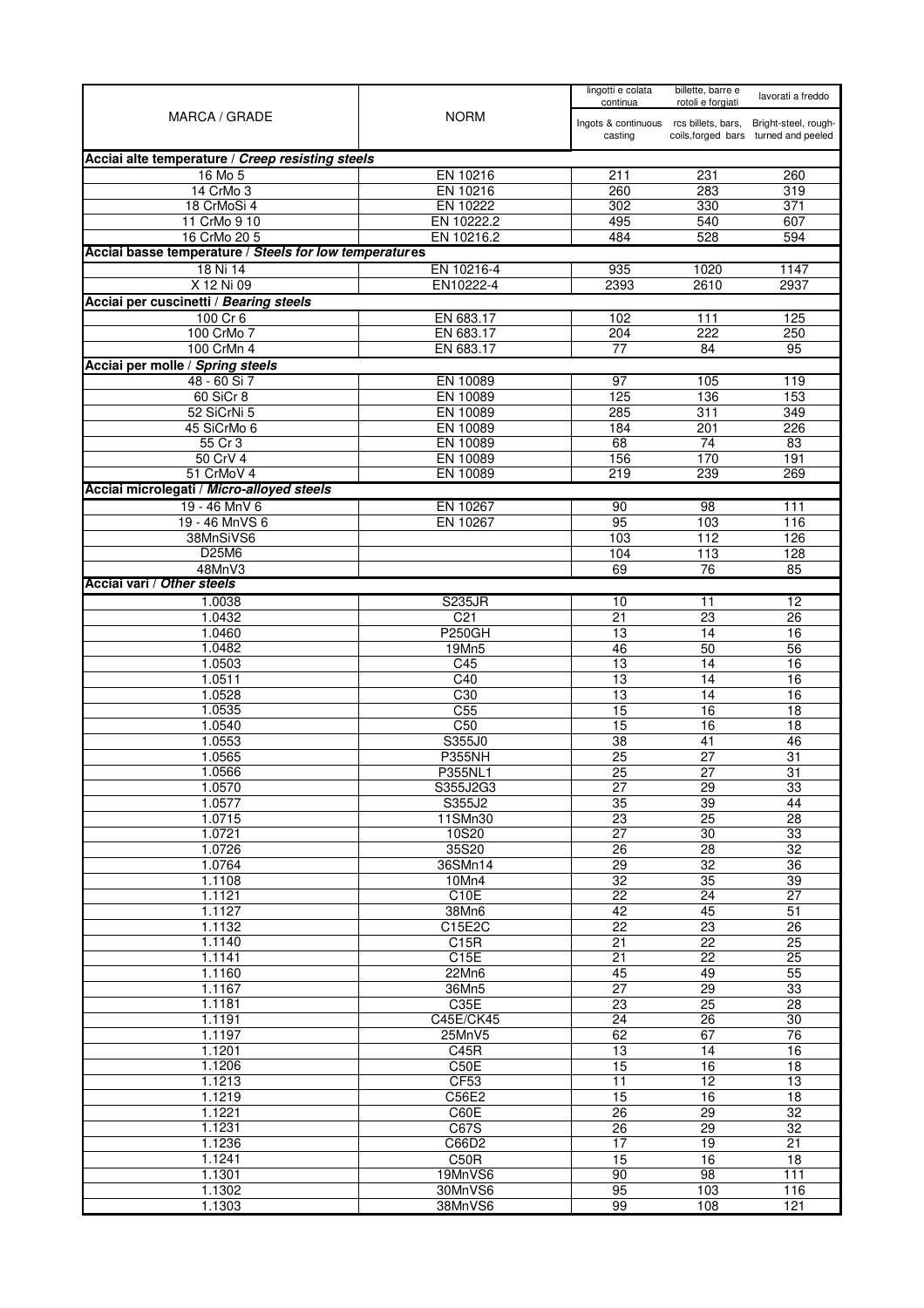| MARCA / GRADE | NORM | lingotti e colata continua<br>Ingots & continuous casting | billette, barre e rotoli e forgiati<br>rcs billets, bars, coils,forged bars | lavorati a freddo<br>Bright-steel, rough-turned and peeled |
|---|---|---|---|---|
| **Acciai alte temperature / *Creep resisting steels*** | | | | |
| 16 Mo 5 | EN 10216 | 211 | 231 | 260 |
| 14 CrMo 3 | EN 10216 | 260 | 283 | 319 |
| 18 CrMoSi 4 | EN 10222 | 302 | 330 | 371 |
| 11 CrMo 9 10 | EN 10222.2 | 495 | 540 | 607 |
| 16 CrMo 20 5 | EN 10216.2 | 484 | 528 | 594 |
| **Acciai basse temperature / *Steels for low temperatures*** | | | | |
| 18 Ni 14 | EN 10216-4 | 935 | 1020 | 1147 |
| X 12 Ni 09 | EN10222-4 | 2393 | 2610 | 2937 |
| **Acciai per cuscinetti / *Bearing steels*** | | | | |
| 100 Cr 6 | EN 683.17 | 102 | 111 | 125 |
| 100 CrMo 7 | EN 683.17 | 204 | 222 | 250 |
| 100 CrMn 4 | EN 683.17 | 77 | 84 | 95 |
| **Acciai per molle / *Spring steels*** | | | | |
| 48 - 60 Si 7 | EN 10089 | 97 | 105 | 119 |
| 60 SiCr 8 | EN 10089 | 125 | 136 | 153 |
| 52 SiCrNi 5 | EN 10089 | 285 | 311 | 349 |
| 45 SiCrMo 6 | EN 10089 | 184 | 201 | 226 |
| 55 Cr 3 | EN 10089 | 68 | 74 | 83 |
| 50 CrV 4 | EN 10089 | 156 | 170 | 191 |
| 51 CrMoV 4 | EN 10089 | 219 | 239 | 269 |
| **Acciai microlegati / *Micro-alloyed steels*** | | | | |
| 19 - 46 MnV 6 | EN 10267 | 90 | 98 | 111 |
| 19 - 46 MnVS 6 | EN 10267 | 95 | 103 | 116 |
| 38MnSiVS6 | | 103 | 112 | 126 |
| D25M6 | | 104 | 113 | 128 |
| 48MnV3 | | 69 | 76 | 85 |
| **Acciai vari / *Other steels*** | | | | |
| 1.0038 | S235JR | 10 | 11 | 12 |
| 1.0432 | C21 | 21 | 23 | 26 |
| 1.0460 | P250GH | 13 | 14 | 16 |
| 1.0482 | 19Mn5 | 46 | 50 | 56 |
| 1.0503 | C45 | 13 | 14 | 16 |
| 1.0511 | C40 | 13 | 14 | 16 |
| 1.0528 | C30 | 13 | 14 | 16 |
| 1.0535 | C55 | 15 | 16 | 18 |
| 1.0540 | C50 | 15 | 16 | 18 |
| 1.0553 | S355J0 | 38 | 41 | 46 |
| 1.0565 | P355NH | 25 | 27 | 31 |
| 1.0566 | P355NL1 | 25 | 27 | 31 |
| 1.0570 | S355J2G3 | 27 | 29 | 33 |
| 1.0577 | S355J2 | 35 | 39 | 44 |
| 1.0715 | 11SMn30 | 23 | 25 | 28 |
| 1.0721 | 10S20 | 27 | 30 | 33 |
| 1.0726 | 35S20 | 26 | 28 | 32 |
| 1.0764 | 36SMn14 | 29 | 32 | 36 |
| 1.1108 | 10Mn4 | 32 | 35 | 39 |
| 1.1121 | C10E | 22 | 24 | 27 |
| 1.1127 | 38Mn6 | 42 | 45 | 51 |
| 1.1132 | C15E2C | 22 | 23 | 26 |
| 1.1140 | C15R | 21 | 22 | 25 |
| 1.1141 | C15E | 21 | 22 | 25 |
| 1.1160 | 22Mn6 | 45 | 49 | 55 |
| 1.1167 | 36Mn5 | 27 | 29 | 33 |
| 1.1181 | C35E | 23 | 25 | 28 |
| 1.1191 | C45E/CK45 | 24 | 26 | 30 |
| 1.1197 | 25MnV5 | 62 | 67 | 76 |
| 1.1201 | C45R | 13 | 14 | 16 |
| 1.1206 | C50E | 15 | 16 | 18 |
| 1.1213 | CF53 | 11 | 12 | 13 |
| 1.1219 | C56E2 | 15 | 16 | 18 |
| 1.1221 | C60E | 26 | 29 | 32 |
| 1.1231 | C67S | 26 | 29 | 32 |
| 1.1236 | C66D2 | 17 | 19 | 21 |
| 1.1241 | C50R | 15 | 16 | 18 |
| 1.1301 | 19MnVS6 | 90 | 98 | 111 |
| 1.1302 | 30MnVS6 | 95 | 103 | 116 |
| 1.1303 | 38MnVS6 | 99 | 108 | 121 |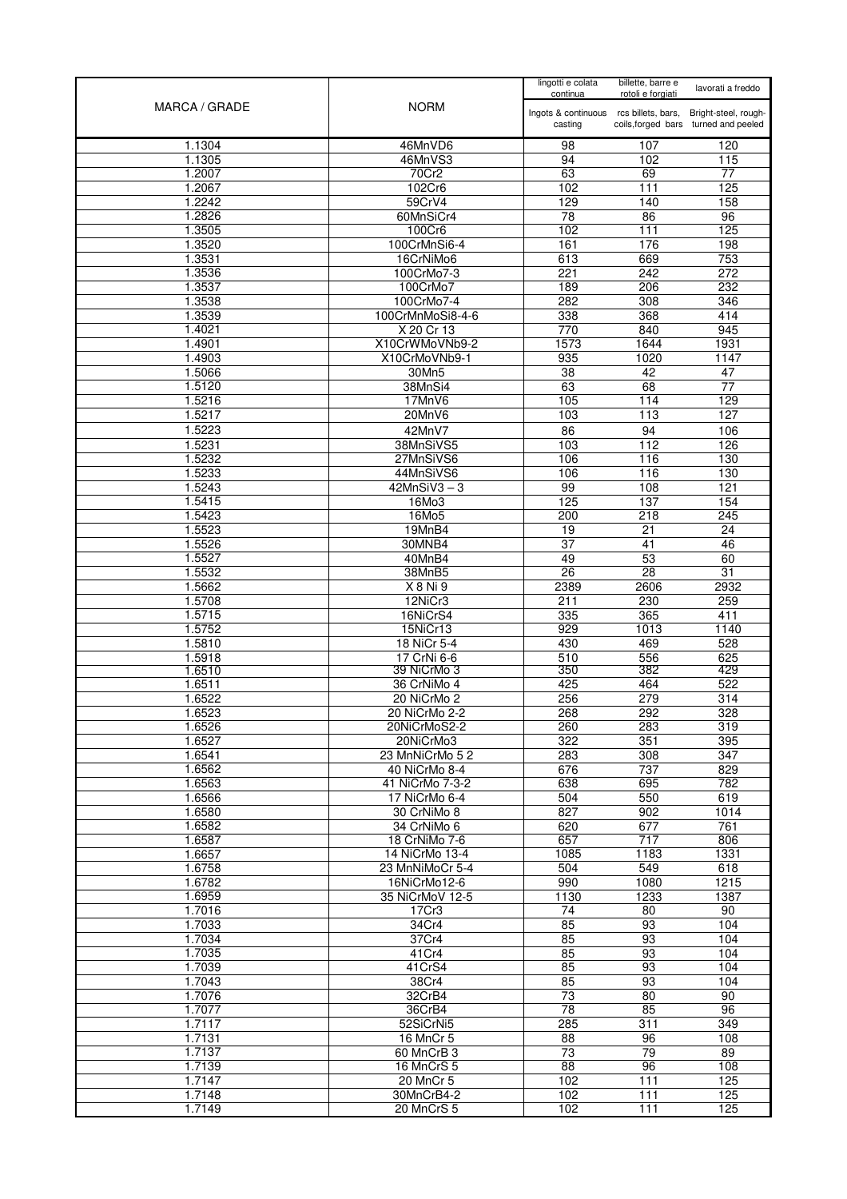| MARCA / GRADE | NORM | lingotti e colata continua<br>Ingots & continuous casting | billette, barre e rotoli e forgiati<br>rcs billets, bars, coils,forged bars | lavorati a freddo<br>Bright-steel, rough-turned and peeled |
|---|---|---|---|---|
| 1.1304 | 46MnVD6 | 98 | 107 | 120 |
| 1.1305 | 46MnVS3 | 94 | 102 | 115 |
| 1.2007 | 70Cr2 | 63 | 69 | 77 |
| 1.2067 | 102Cr6 | 102 | 111 | 125 |
| 1.2242 | 59CrV4 | 129 | 140 | 158 |
| 1.2826 | 60MnSiCr4 | 78 | 86 | 96 |
| 1.3505 | 100Cr6 | 102 | 111 | 125 |
| 1.3520 | 100CrMnSi6-4 | 161 | 176 | 198 |
| 1.3531 | 16CrNiMo6 | 613 | 669 | 753 |
| 1.3536 | 100CrMo7-3 | 221 | 242 | 272 |
| 1.3537 | 100CrMo7 | 189 | 206 | 232 |
| 1.3538 | 100CrMo7-4 | 282 | 308 | 346 |
| 1.3539 | 100CrMnMoSi8-4-6 | 338 | 368 | 414 |
| 1.4021 | X 20 Cr 13 | 770 | 840 | 945 |
| 1.4901 | X10CrWMoVNb9-2 | 1573 | 1644 | 1931 |
| 1.4903 | X10CrMoVNb9-1 | 935 | 1020 | 1147 |
| 1.5066 | 30Mn5 | 38 | 42 | 47 |
| 1.5120 | 38MnSi4 | 63 | 68 | 77 |
| 1.5216 | 17MnV6 | 105 | 114 | 129 |
| 1.5217 | 20MnV6 | 103 | 113 | 127 |
| 1.5223 | 42MnV7 | 86 | 94 | 106 |
| 1.5231 | 38MnSiVS5 | 103 | 112 | 126 |
| 1.5232 | 27MnSiVS6 | 106 | 116 | 130 |
| 1.5233 | 44MnSiVS6 | 106 | 116 | 130 |
| 1.5243 | 42MnSiV3 – 3 | 99 | 108 | 121 |
| 1.5415 | 16Mo3 | 125 | 137 | 154 |
| 1.5423 | 16Mo5 | 200 | 218 | 245 |
| 1.5523 | 19MnB4 | 19 | 21 | 24 |
| 1.5526 | 30MNB4 | 37 | 41 | 46 |
| 1.5527 | 40MnB4 | 49 | 53 | 60 |
| 1.5532 | 38MnB5 | 26 | 28 | 31 |
| 1.5662 | X 8 Ni 9 | 2389 | 2606 | 2932 |
| 1.5708 | 12NiCr3 | 211 | 230 | 259 |
| 1.5715 | 16NiCrS4 | 335 | 365 | 411 |
| 1.5752 | 15NiCr13 | 929 | 1013 | 1140 |
| 1.5810 | 18 NiCr 5-4 | 430 | 469 | 528 |
| 1.5918 | 17 CrNi 6-6 | 510 | 556 | 625 |
| 1.6510 | 39 NiCrMo 3 | 350 | 382 | 429 |
| 1.6511 | 36 CrNiMo 4 | 425 | 464 | 522 |
| 1.6522 | 20 NiCrMo 2 | 256 | 279 | 314 |
| 1.6523 | 20 NiCrMo 2-2 | 268 | 292 | 328 |
| 1.6526 | 20NiCrMoS2-2 | 260 | 283 | 319 |
| 1.6527 | 20NiCrMo3 | 322 | 351 | 395 |
| 1.6541 | 23 MnNiCrMo 5 2 | 283 | 308 | 347 |
| 1.6562 | 40 NiCrMo 8-4 | 676 | 737 | 829 |
| 1.6563 | 41 NiCrMo 7-3-2 | 638 | 695 | 782 |
| 1.6566 | 17 NiCrMo 6-4 | 504 | 550 | 619 |
| 1.6580 | 30 CrNiMo 8 | 827 | 902 | 1014 |
| 1.6582 | 34 CrNiMo 6 | 620 | 677 | 761 |
| 1.6587 | 18 CrNiMo 7-6 | 657 | 717 | 806 |
| 1.6657 | 14 NiCrMo 13-4 | 1085 | 1183 | 1331 |
| 1.6758 | 23 MnNiMoCr 5-4 | 504 | 549 | 618 |
| 1.6782 | 16NiCrMo12-6 | 990 | 1080 | 1215 |
| 1.6959 | 35 NiCrMoV 12-5 | 1130 | 1233 | 1387 |
| 1.7016 | 17Cr3 | 74 | 80 | 90 |
| 1.7033 | 34Cr4 | 85 | 93 | 104 |
| 1.7034 | 37Cr4 | 85 | 93 | 104 |
| 1.7035 | 41Cr4 | 85 | 93 | 104 |
| 1.7039 | 41CrS4 | 85 | 93 | 104 |
| 1.7043 | 38Cr4 | 85 | 93 | 104 |
| 1.7076 | 32CrB4 | 73 | 80 | 90 |
| 1.7077 | 36CrB4 | 78 | 85 | 96 |
| 1.7117 | 52SiCrNi5 | 285 | 311 | 349 |
| 1.7131 | 16 MnCr 5 | 88 | 96 | 108 |
| 1.7137 | 60 MnCrB 3 | 73 | 79 | 89 |
| 1.7139 | 16 MnCrS 5 | 88 | 96 | 108 |
| 1.7147 | 20 MnCr 5 | 102 | 111 | 125 |
| 1.7148 | 30MnCrB4-2 | 102 | 111 | 125 |
| 1.7149 | 20 MnCrS 5 | 102 | 111 | 125 |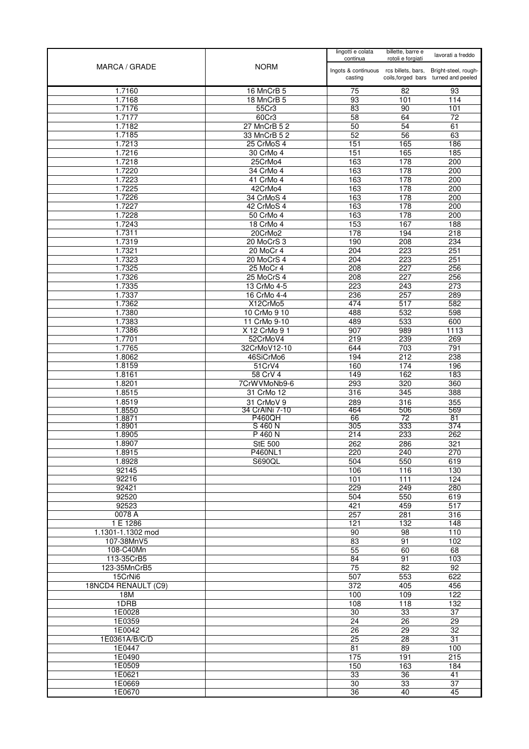| MARCA / GRADE | NORM | lingotti e colata continua<br>Ingots & continuous casting | billette, barre e rotoli e forgiati<br>rcs billets, bars, coils,forged bars | lavorati a freddo<br>Bright-steel, rough-turned and peeled |
|---|---|---|---|---|
| 1.7160 | 16 MnCrB 5 | 75 | 82 | 93 |
| 1.7168 | 18 MnCrB 5 | 93 | 101 | 114 |
| 1.7176 | 55Cr3 | 83 | 90 | 101 |
| 1.7177 | 60Cr3 | 58 | 64 | 72 |
| 1.7182 | 27 MnCrB 5 2 | 50 | 54 | 61 |
| 1.7185 | 33 MnCrB 5 2 | 52 | 56 | 63 |
| 1.7213 | 25 CrMoS 4 | 151 | 165 | 186 |
| 1.7216 | 30 CrMo 4 | 151 | 165 | 185 |
| 1.7218 | 25CrMo4 | 163 | 178 | 200 |
| 1.7220 | 34 CrMo 4 | 163 | 178 | 200 |
| 1.7223 | 41 CrMo 4 | 163 | 178 | 200 |
| 1.7225 | 42CrMo4 | 163 | 178 | 200 |
| 1.7226 | 34 CrMoS 4 | 163 | 178 | 200 |
| 1.7227 | 42 CrMoS 4 | 163 | 178 | 200 |
| 1.7228 | 50 CrMo 4 | 163 | 178 | 200 |
| 1.7243 | 18 CrMo 4 | 153 | 167 | 188 |
| 1.7311 | 20CrMo2 | 178 | 194 | 218 |
| 1.7319 | 20 MoCrS 3 | 190 | 208 | 234 |
| 1.7321 | 20 MoCr 4 | 204 | 223 | 251 |
| 1.7323 | 20 MoCrS 4 | 204 | 223 | 251 |
| 1.7325 | 25 MoCr 4 | 208 | 227 | 256 |
| 1.7326 | 25 MoCrS 4 | 208 | 227 | 256 |
| 1.7335 | 13 CrMo 4-5 | 223 | 243 | 273 |
| 1.7337 | 16 CrMo 4-4 | 236 | 257 | 289 |
| 1.7362 | X12CrMo5 | 474 | 517 | 582 |
| 1.7380 | 10 CrMo 9 10 | 488 | 532 | 598 |
| 1.7383 | 11 CrMo 9-10 | 489 | 533 | 600 |
| 1.7386 | X 12 CrMo 9 1 | 907 | 989 | 1113 |
| 1.7701 | 52CrMoV4 | 219 | 239 | 269 |
| 1.7765 | 32CrMoV12-10 | 644 | 703 | 791 |
| 1.8062 | 46SiCrMo6 | 194 | 212 | 238 |
| 1.8159 | 51CrV4 | 160 | 174 | 196 |
| 1.8161 | 58 CrV 4 | 149 | 162 | 183 |
| 1.8201 | 7CrWVMoNb9-6 | 293 | 320 | 360 |
| 1.8515 | 31 CrMo 12 | 316 | 345 | 388 |
| 1.8519 | 31 CrMoV 9 | 289 | 316 | 355 |
| 1.8550 | 34 CrAlNi 7-10 | 464 | 506 | 569 |
| 1.8871 | P460QH | 66 | 72 | 81 |
| 1.8901 | S 460 N | 305 | 333 | 374 |
| 1.8905 | P 460 N | 214 | 233 | 262 |
| 1.8907 | StE 500 | 262 | 286 | 321 |
| 1.8915 | P460NL1 | 220 | 240 | 270 |
| 1.8928 | S690QL | 504 | 550 | 619 |
| 92145 | | 106 | 116 | 130 |
| 92216 | | 101 | 111 | 124 |
| 92421 | | 229 | 249 | 280 |
| 92520 | | 504 | 550 | 619 |
| 92523 | | 421 | 459 | 517 |
| 0078 A | | 257 | 281 | 316 |
| 1 E 1286 | | 121 | 132 | 148 |
| 1.1301-1.1302 mod | | 90 | 98 | 110 |
| 107-38MnV5 | | 83 | 91 | 102 |
| 108-C40Mn | | 55 | 60 | 68 |
| 113-35CrB5 | | 84 | 91 | 103 |
| 123-35MnCrB5 | | 75 | 82 | 92 |
| 15CrNi6 | | 507 | 553 | 622 |
| 18NCD4 RENAULT (C9) | | 372 | 405 | 456 |
| 18M | | 100 | 109 | 122 |
| 1DRB | | 108 | 118 | 132 |
| 1E0028 | | 30 | 33 | 37 |
| 1E0359 | | 24 | 26 | 29 |
| 1E0042 | | 26 | 29 | 32 |
| 1E0361A/B/C/D | | 25 | 28 | 31 |
| 1E0447 | | 81 | 89 | 100 |
| 1E0490 | | 175 | 191 | 215 |
| 1E0509 | | 150 | 163 | 184 |
| 1E0621 | | 33 | 36 | 41 |
| 1E0669 | | 30 | 33 | 37 |
| 1E0670 | | 36 | 40 | 45 |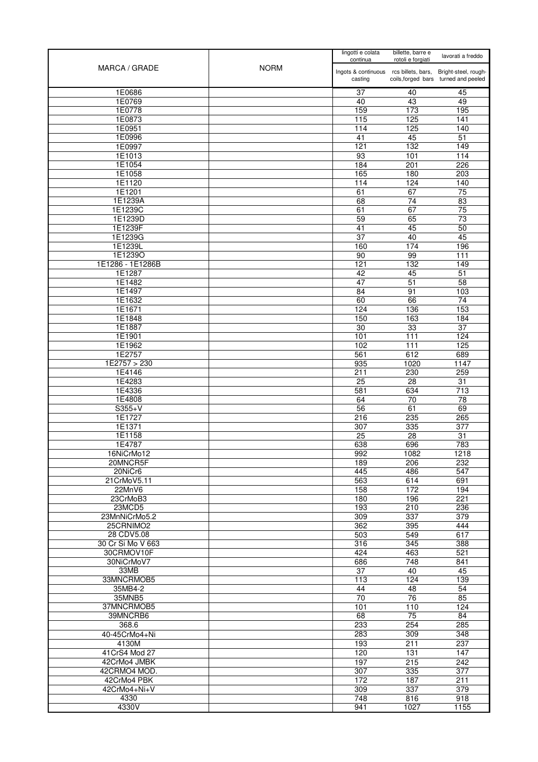| MARCA / GRADE | NORM | lingotti e colata continua<br>Ingots & continuous casting | billette, barre e rotoli e forgiati<br>rcs billets, bars, coils,forged bars | lavorati a freddo<br>Bright-steel, rough-turned and peeled |
|---|---|---|---|---|
| 1E0686 | | 37 | 40 | 45 |
| 1E0769 | | 40 | 43 | 49 |
| 1E0778 | | 159 | 173 | 195 |
| 1E0873 | | 115 | 125 | 141 |
| 1E0951 | | 114 | 125 | 140 |
| 1E0996 | | 41 | 45 | 51 |
| 1E0997 | | 121 | 132 | 149 |
| 1E1013 | | 93 | 101 | 114 |
| 1E1054 | | 184 | 201 | 226 |
| 1E1058 | | 165 | 180 | 203 |
| 1E1120 | | 114 | 124 | 140 |
| 1E1201 | | 61 | 67 | 75 |
| 1E1239A | | 68 | 74 | 83 |
| 1E1239C | | 61 | 67 | 75 |
| 1E1239D | | 59 | 65 | 73 |
| 1E1239F | | 41 | 45 | 50 |
| 1E1239G | | 37 | 40 | 45 |
| 1E1239L | | 160 | 174 | 196 |
| 1E1239O | | 90 | 99 | 111 |
| 1E1286 - 1E1286B | | 121 | 132 | 149 |
| 1E1287 | | 42 | 45 | 51 |
| 1E1482 | | 47 | 51 | 58 |
| 1E1497 | | 84 | 91 | 103 |
| 1E1632 | | 60 | 66 | 74 |
| 1E1671 | | 124 | 136 | 153 |
| 1E1848 | | 150 | 163 | 184 |
| 1E1887 | | 30 | 33 | 37 |
| 1E1901 | | 101 | 111 | 124 |
| 1E1962 | | 102 | 111 | 125 |
| 1E2757 | | 561 | 612 | 689 |
| 1E2757 > 230 | | 935 | 1020 | 1147 |
| 1E4146 | | 211 | 230 | 259 |
| 1E4283 | | 25 | 28 | 31 |
| 1E4336 | | 581 | 634 | 713 |
| 1E4808 | | 64 | 70 | 78 |
| S355+V | | 56 | 61 | 69 |
| 1E1727 | | 216 | 235 | 265 |
| 1E1371 | | 307 | 335 | 377 |
| 1E1158 | | 25 | 28 | 31 |
| 1E4787 | | 638 | 696 | 783 |
| 16NiCrMo12 | | 992 | 1082 | 1218 |
| 20MNCR5F | | 189 | 206 | 232 |
| 20NiCr6 | | 445 | 486 | 547 |
| 21CrMoV5.11 | | 563 | 614 | 691 |
| 22MnV6 | | 158 | 172 | 194 |
| 23CrMoB3 | | 180 | 196 | 221 |
| 23MCD5 | | 193 | 210 | 236 |
| 23MnNiCrMo5.2 | | 309 | 337 | 379 |
| 25CRNIMO2 | | 362 | 395 | 444 |
| 28 CDV5.08 | | 503 | 549 | 617 |
| 30 Cr Si Mo V 663 | | 316 | 345 | 388 |
| 30CRMOV10F | | 424 | 463 | 521 |
| 30NiCrMoV7 | | 686 | 748 | 841 |
| 33MB | | 37 | 40 | 45 |
| 33MNCRMOB5 | | 113 | 124 | 139 |
| 35MB4-2 | | 44 | 48 | 54 |
| 35MNB5 | | 70 | 76 | 85 |
| 37MNCRMOB5 | | 101 | 110 | 124 |
| 39MNCRB6 | | 68 | 75 | 84 |
| 368.6 | | 233 | 254 | 285 |
| 40-45CrMo4+Ni | | 283 | 309 | 348 |
| 4130M | | 193 | 211 | 237 |
| 41CrS4 Mod 27 | | 120 | 131 | 147 |
| 42CrMo4 JMBK | | 197 | 215 | 242 |
| 42CRMO4 MOD. | | 307 | 335 | 377 |
| 42CrMo4 PBK | | 172 | 187 | 211 |
| 42CrMo4+Ni+V | | 309 | 337 | 379 |
| 4330 | | 748 | 816 | 918 |
| 4330V | | 941 | 1027 | 1155 |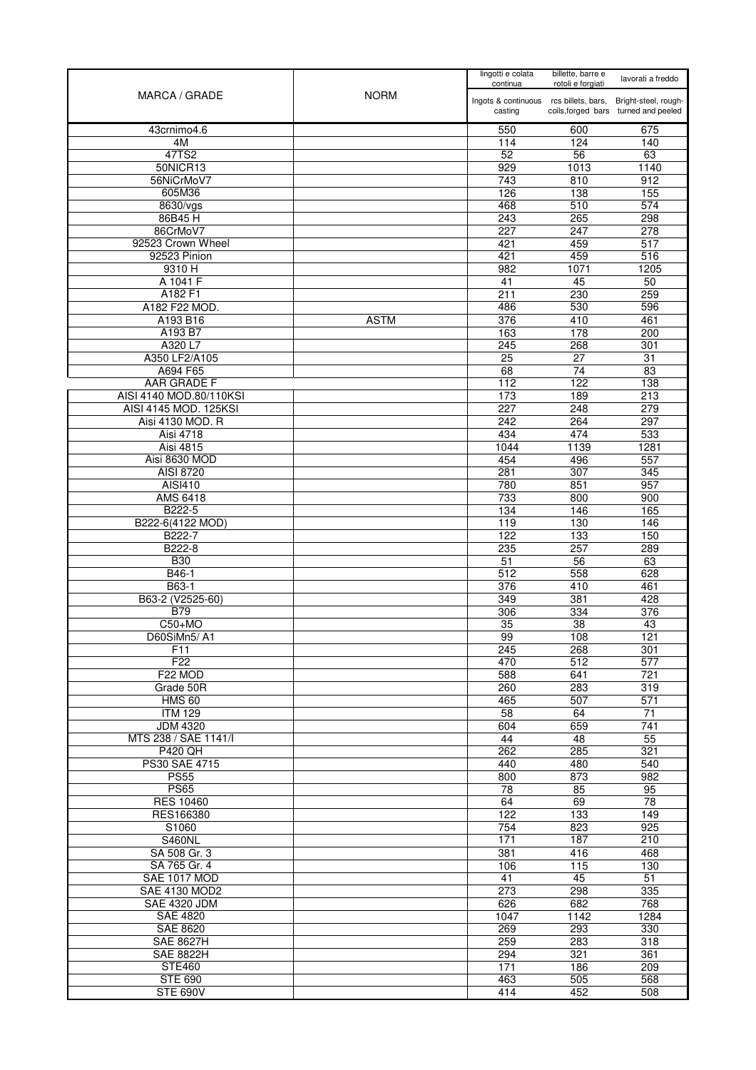| MARCA / GRADE | NORM | lingotti e colata continua<br>Ingots & continuous casting | billette, barre e rotoli e forgiati<br>rcs billets, bars, coils,forged bars | lavorati a freddo<br>Bright-steel, rough-turned and peeled |
|---|---|---|---|---|
| 43crnimo4.6 | | 550 | 600 | 675 |
| 4M | | 114 | 124 | 140 |
| 47TS2 | | 52 | 56 | 63 |
| 50NICR13 | | 929 | 1013 | 1140 |
| 56NiCrMoV7 | | 743 | 810 | 912 |
| 605M36 | | 126 | 138 | 155 |
| 8630/vgs | | 468 | 510 | 574 |
| 86B45 H | | 243 | 265 | 298 |
| 86CrMoV7 | | 227 | 247 | 278 |
| 92523 Crown Wheel | | 421 | 459 | 517 |
| 92523 Pinion | | 421 | 459 | 516 |
| 9310 H | | 982 | 1071 | 1205 |
| A 1041 F | | 41 | 45 | 50 |
| A182 F1 | | 211 | 230 | 259 |
| A182 F22 MOD. | | 486 | 530 | 596 |
| A193 B16 | ASTM | 376 | 410 | 461 |
| A193 B7 | | 163 | 178 | 200 |
| A320 L7 | | 245 | 268 | 301 |
| A350 LF2/A105 | | 25 | 27 | 31 |
| A694 F65 | | 68 | 74 | 83 |
| AAR GRADE F | | 112 | 122 | 138 |
| AISI 4140 MOD.80/110KSI | | 173 | 189 | 213 |
| AISI 4145 MOD. 125KSI | | 227 | 248 | 279 |
| Aisi 4130 MOD. R | | 242 | 264 | 297 |
| Aisi 4718 | | 434 | 474 | 533 |
| Aisi 4815 | | 1044 | 1139 | 1281 |
| Aisi 8630 MOD | | 454 | 496 | 557 |
| AISI 8720 | | 281 | 307 | 345 |
| AISI410 | | 780 | 851 | 957 |
| AMS 6418 | | 733 | 800 | 900 |
| B222-5 | | 134 | 146 | 165 |
| B222-6(4122 MOD) | | 119 | 130 | 146 |
| B222-7 | | 122 | 133 | 150 |
| B222-8 | | 235 | 257 | 289 |
| B30 | | 51 | 56 | 63 |
| B46-1 | | 512 | 558 | 628 |
| B63-1 | | 376 | 410 | 461 |
| B63-2 (V2525-60) | | 349 | 381 | 428 |
| B79 | | 306 | 334 | 376 |
| C50+MO | | 35 | 38 | 43 |
| D60SiMn5/ A1 | | 99 | 108 | 121 |
| F11 | | 245 | 268 | 301 |
| F22 | | 470 | 512 | 577 |
| F22 MOD | | 588 | 641 | 721 |
| Grade 50R | | 260 | 283 | 319 |
| HMS 60 | | 465 | 507 | 571 |
| ITM 129 | | 58 | 64 | 71 |
| JDM 4320 | | 604 | 659 | 741 |
| MTS 238 / SAE 1141/I | | 44 | 48 | 55 |
| P420 QH | | 262 | 285 | 321 |
| PS30 SAE 4715 | | 440 | 480 | 540 |
| PS55 | | 800 | 873 | 982 |
| PS65 | | 78 | 85 | 95 |
| RES 10460 | | 64 | 69 | 78 |
| RES166380 | | 122 | 133 | 149 |
| S1060 | | 754 | 823 | 925 |
| S460NL | | 171 | 187 | 210 |
| SA 508 Gr. 3 | | 381 | 416 | 468 |
| SA 765 Gr. 4 | | 106 | 115 | 130 |
| SAE 1017 MOD | | 41 | 45 | 51 |
| SAE 4130 MOD2 | | 273 | 298 | 335 |
| SAE 4320 JDM | | 626 | 682 | 768 |
| SAE 4820 | | 1047 | 1142 | 1284 |
| SAE 8620 | | 269 | 293 | 330 |
| SAE 8627H | | 259 | 283 | 318 |
| SAE 8822H | | 294 | 321 | 361 |
| STE460 | | 171 | 186 | 209 |
| STE 690 | | 463 | 505 | 568 |
| STE 690V | | 414 | 452 | 508 |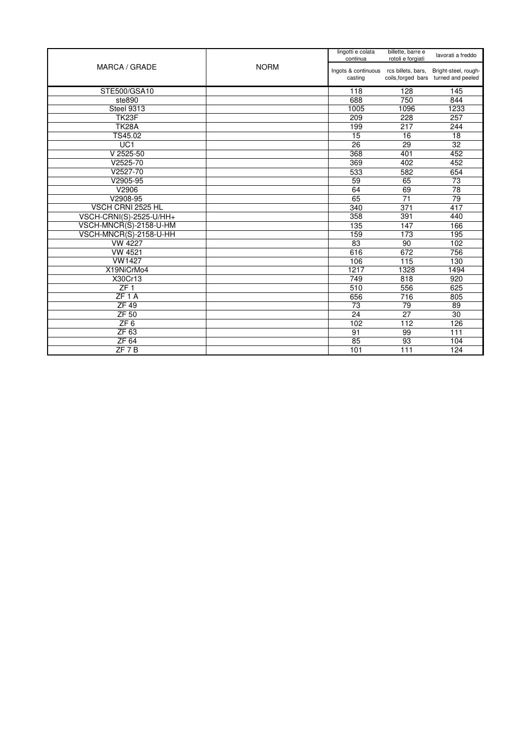| MARCA / GRADE | NORM | lingotti e colata continua<br>Ingots & continuous casting | billette, barre e rotoli e forgiati<br>rcs billets, bars, coils,forged bars | lavorati a freddo<br>Bright-steel, rough-turned and peeled |
|---|---|---|---|---|
| STE500/GSA10 | | 118 | 128 | 145 |
| ste890 | | 688 | 750 | 844 |
| Steel 9313 | | 1005 | 1096 | 1233 |
| TK23F | | 209 | 228 | 257 |
| TK28A | | 199 | 217 | 244 |
| TS45.02 | | 15 | 16 | 18 |
| UC1 | | 26 | 29 | 32 |
| V 2525-50 | | 368 | 401 | 452 |
| V2525-70 | | 369 | 402 | 452 |
| V2527-70 | | 533 | 582 | 654 |
| V2905-95 | | 59 | 65 | 73 |
| V2906 | | 64 | 69 | 78 |
| V2908-95 | | 65 | 71 | 79 |
| VSCH CRNI 2525 HL | | 340 | 371 | 417 |
| VSCH-CRNI(S)-2525-U/HH+ | | 358 | 391 | 440 |
| VSCH-MNCR(S)-2158-U-HM | | 135 | 147 | 166 |
| VSCH-MNCR(S)-2158-U-HH | | 159 | 173 | 195 |
| VW 4227 | | 83 | 90 | 102 |
| VW 4521 | | 616 | 672 | 756 |
| VW1427 | | 106 | 115 | 130 |
| X19NiCrMo4 | | 1217 | 1328 | 1494 |
| X30Cr13 | | 749 | 818 | 920 |
| ZF 1 | | 510 | 556 | 625 |
| ZF 1 A | | 656 | 716 | 805 |
| ZF 49 | | 73 | 79 | 89 |
| ZF 50 | | 24 | 27 | 30 |
| ZF 6 | | 102 | 112 | 126 |
| ZF 63 | | 91 | 99 | 111 |
| ZF 64 | | 85 | 93 | 104 |
| ZF 7 B | | 101 | 111 | 124 |